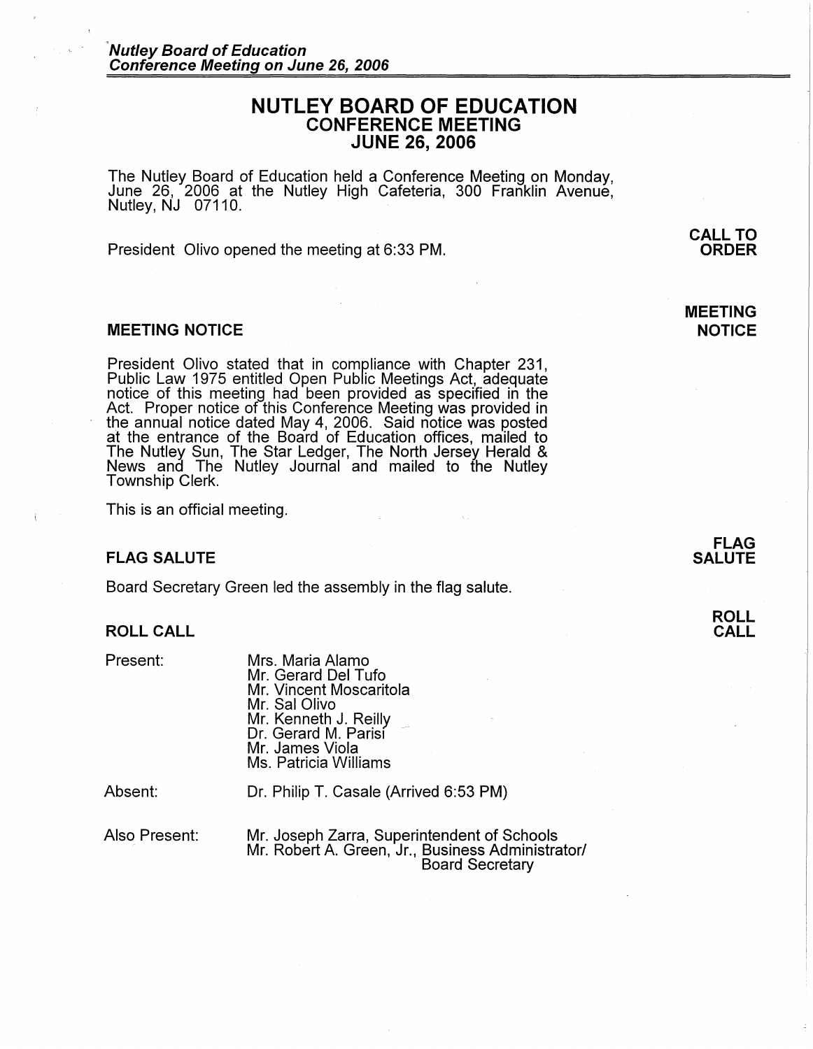# NUTLEY BOARD OF EDUCATION
## CONFERENCE MEETING
## JUNE 26, 2006

The Nutley Board of Education held a Conference Meeting on Monday, June 26, 2006 at the Nutley High Cafeteria, 300 Franklin Avenue, Nutley, NJ 07110.

**CALL TO ORDER**

President Olivo opened the meeting at 6:33 PM.

### MEETING NOTICE

President Olivo stated that in compliance with Chapter 231, Public Law 1975 entitled Open Public Meetings Act, adequate notice of this meeting had been provided as specified in the Act. Proper notice of this Conference Meeting was provided in the annual notice dated May 4, 2006. Said notice was posted at the entrance of the Board of Education offices, mailed to The Nutley Sun, The Star Ledger, The North Jersey Herald & News and The Nutley Journal and mailed to the Nutley Township Clerk.

This is an official meeting.

### FLAG SALUTE

Board Secretary Green led the assembly in the flag salute.

### ROLL CALL

Present:
- Mrs. Maria Alamo
- Mr. Gerard Del Tufo
- Mr. Vincent Moscaritola
- Mr. Sal Olivo
- Mr. Kenneth J. Reilly
- Dr. Gerard M. Parisi
- Mr. James Viola
- Ms. Patricia Williams

Absent: Dr. Philip T. Casale (Arrived 6:53 PM)

Also Present:
- Mr. Joseph Zarra, Superintendent of Schools
- Mr. Robert A. Green, Jr., Business Administrator/Board Secretary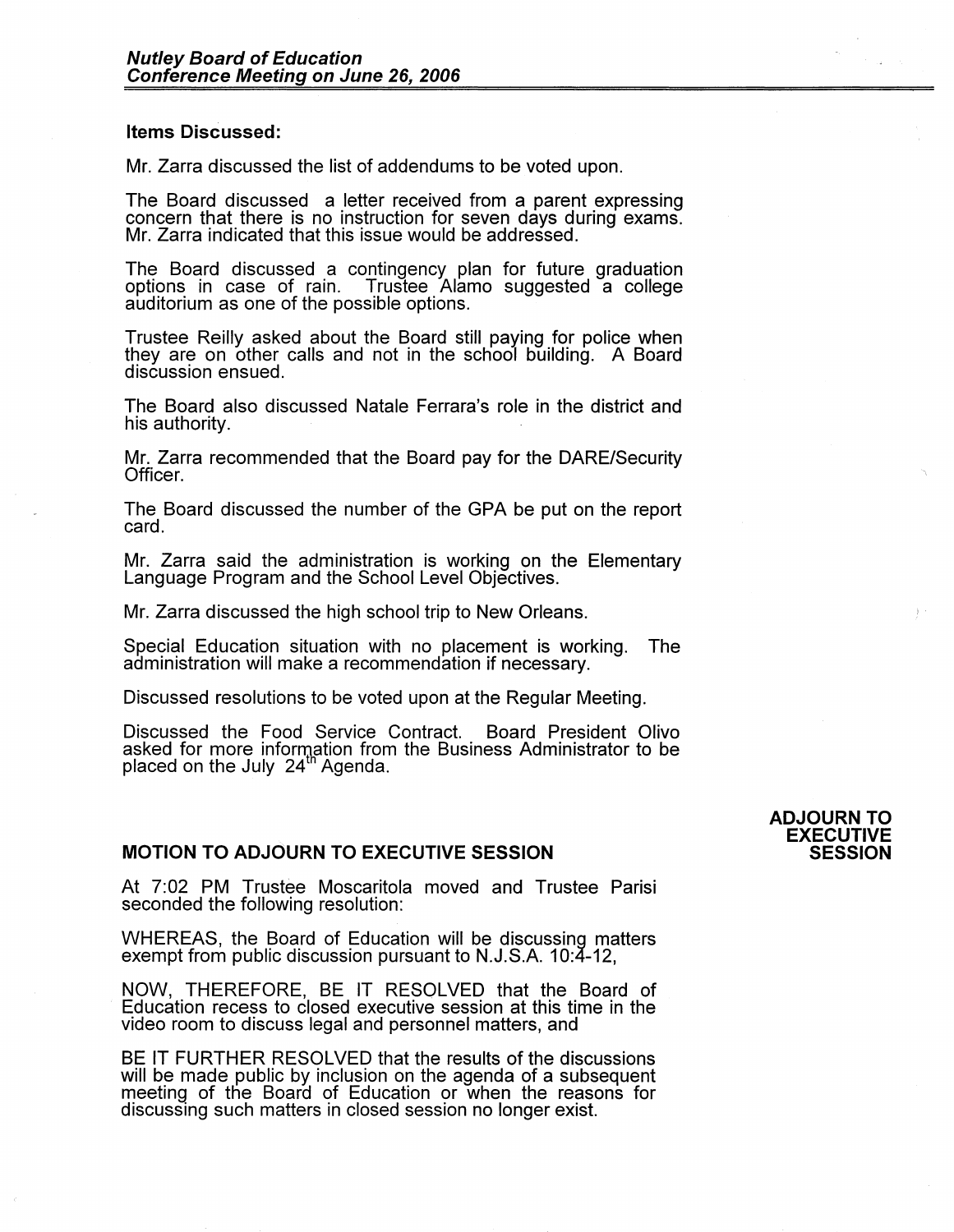### Items Discussed:

Mr. Zarra discussed the list of addendums to be voted upon.

The Board discussed a letter received from a parent expressing concern that there is no instruction for seven days during exams. Mr. Zarra indicated that this issue would be addressed.

The Board discussed a contingency plan for future graduation options in case of rain. Trustee Alamo suggested a college auditorium as one of the possible options.

Trustee Reilly asked about the Board still paying for police when they are on other calls and not in the school building. A Board discussion ensued.

The Board also discussed Natale Ferrara's role in the district and his authority.

Mr. Zarra recommended that the Board pay for the DARE/Security Officer.

The Board discussed the number of the GPA be put on the report card.

Mr. Zarra said the administration is working on the Elementary Language Program and the School Level Objectives.

Mr. Zarra discussed the high school trip to New Orleans.

Special Education situation with no placement is working. The administration will make a recommendation if necessary.

Discussed resolutions to be voted upon at the Regular Meeting.

Discussed the Food Service Contract. Board President Olivo asked for more information from the Business Administrator to be placed on the July 24th Agenda.

### MOTION TO ADJOURN TO EXECUTIVE SESSION

**ADJOURN TO EXECUTIVE SESSION**

At 7:02 PM Trustee Moscaritola moved and Trustee Parisi seconded the following resolution:

WHEREAS, the Board of Education will be discussing matters exempt from public discussion pursuant to N.J.S.A. 10:4-12,

NOW, THEREFORE, BE IT RESOLVED that the Board of Education recess to closed executive session at this time in the video room to discuss legal and personnel matters, and

BE IT FURTHER RESOLVED that the results of the discussions will be made public by inclusion on the agenda of a subsequent meeting of the Board of Education or when the reasons for discussing such matters in closed session no longer exist.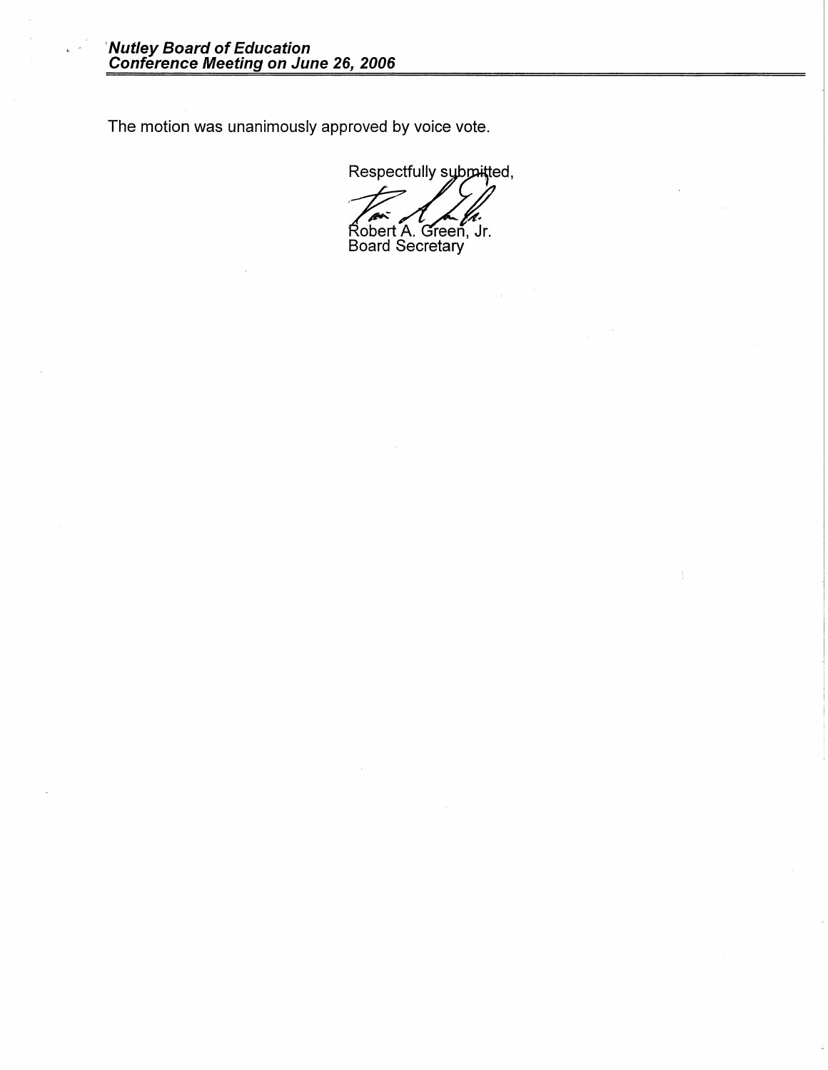The motion was unanimously approved by voice vote.

Respectfully submitted,

Robert A. Green, Jr.
Board Secretary